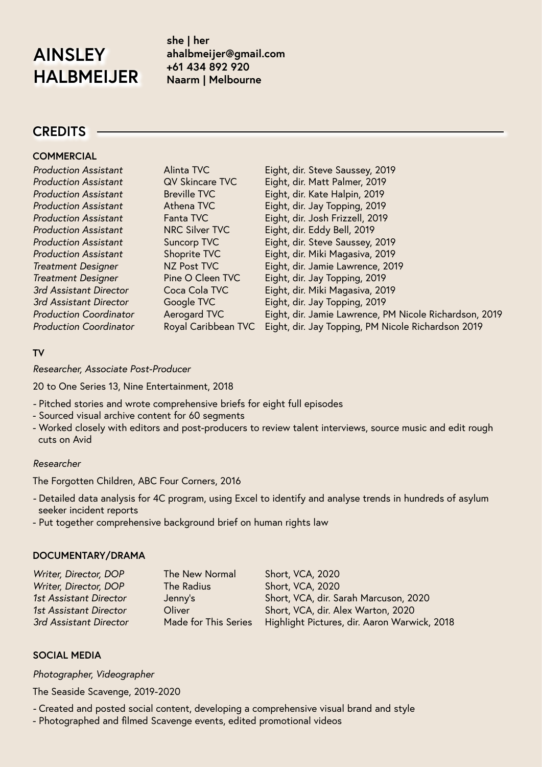# AINSLEY HALBMEIJER

**she | her**
**ahalbmeijer@gmail.com**
**+61 434 892 920**
**Naarm | Melbourne**

## CREDITS

### COMMERCIAL

| | | |
|---|---|---|
| *Production Assistant* | Alinta TVC | Eight, dir. Steve Saussey, 2019 |
| *Production Assistant* | QV Skincare TVC | Eight, dir. Matt Palmer, 2019 |
| *Production Assistant* | Breville TVC | Eight, dir. Kate Halpin, 2019 |
| *Production Assistant* | Athena TVC | Eight, dir. Jay Topping, 2019 |
| *Production Assistant* | Fanta TVC | Eight, dir. Josh Frizzell, 2019 |
| *Production Assistant* | NRC Silver TVC | Eight, dir. Eddy Bell, 2019 |
| *Production Assistant* | Suncorp TVC | Eight, dir. Steve Saussey, 2019 |
| *Production Assistant* | Shoprite TVC | Eight, dir. Miki Magasiva, 2019 |
| *Treatment Designer* | NZ Post TVC | Eight, dir. Jamie Lawrence, 2019 |
| *Treatment Designer* | Pine O Cleen TVC | Eight, dir. Jay Topping, 2019 |
| *3rd Assistant Director* | Coca Cola TVC | Eight, dir. Miki Magasiva, 2019 |
| *3rd Assistant Director* | Google TVC | Eight, dir. Jay Topping, 2019 |
| *Production Coordinator* | Aerogard TVC | Eight, dir. Jamie Lawrence, PM Nicole Richardson, 2019 |
| *Production Coordinator* | Royal Caribbean TVC | Eight, dir. Jay Topping, PM Nicole Richardson 2019 |

### TV

*Researcher, Associate Post-Producer*

20 to One Series 13, Nine Entertainment, 2018

- Pitched stories and wrote comprehensive briefs for eight full episodes
- Sourced visual archive content for 60 segments
- Worked closely with editors and post-producers to review talent interviews, source music and edit rough cuts on Avid

*Researcher*

The Forgotten Children, ABC Four Corners, 2016

- Detailed data analysis for 4C program, using Excel to identify and analyse trends in hundreds of asylum seeker incident reports
- Put together comprehensive background brief on human rights law

### DOCUMENTARY/DRAMA

| | | |
|---|---|---|
| *Writer, Director, DOP* | The New Normal | Short, VCA, 2020 |
| *Writer, Director, DOP* | The Radius | Short, VCA, 2020 |
| *1st Assistant Director* | Jenny's | Short, VCA, dir. Sarah Marcuson, 2020 |
| *1st Assistant Director* | Oliver | Short, VCA, dir. Alex Warton, 2020 |
| *3rd Assistant Director* | Made for This Series | Highlight Pictures, dir. Aaron Warwick, 2018 |

### SOCIAL MEDIA

*Photographer, Videographer*

The Seaside Scavenge, 2019-2020

- Created and posted social content, developing a comprehensive visual brand and style
- Photographed and filmed Scavenge events, edited promotional videos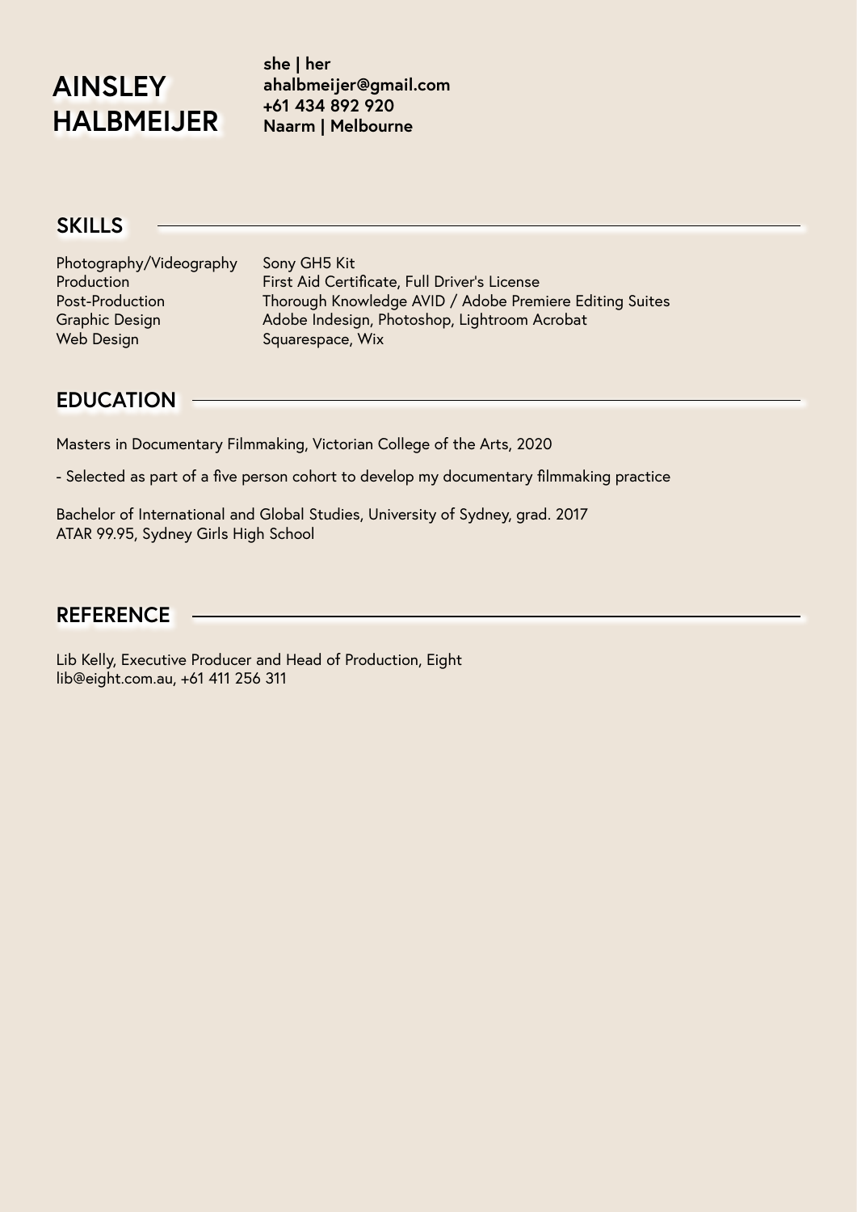# AINSLEY HALBMEIJER

**she | her**
**ahalbmeijer@gmail.com**
**+61 434 892 920**
**Naarm | Melbourne**

## SKILLS

| | |
|---|---|
| Photography/Videography | Sony GH5 Kit |
| Production | First Aid Certificate, Full Driver's License |
| Post-Production | Thorough Knowledge AVID / Adobe Premiere Editing Suites |
| Graphic Design | Adobe Indesign, Photoshop, Lightroom Acrobat |
| Web Design | Squarespace, Wix |

## EDUCATION

Masters in Documentary Filmmaking, Victorian College of the Arts, 2020

- Selected as part of a five person cohort to develop my documentary filmmaking practice

Bachelor of International and Global Studies, University of Sydney, grad. 2017
ATAR 99.95, Sydney Girls High School

## REFERENCE

Lib Kelly, Executive Producer and Head of Production, Eight
lib@eight.com.au, +61 411 256 311